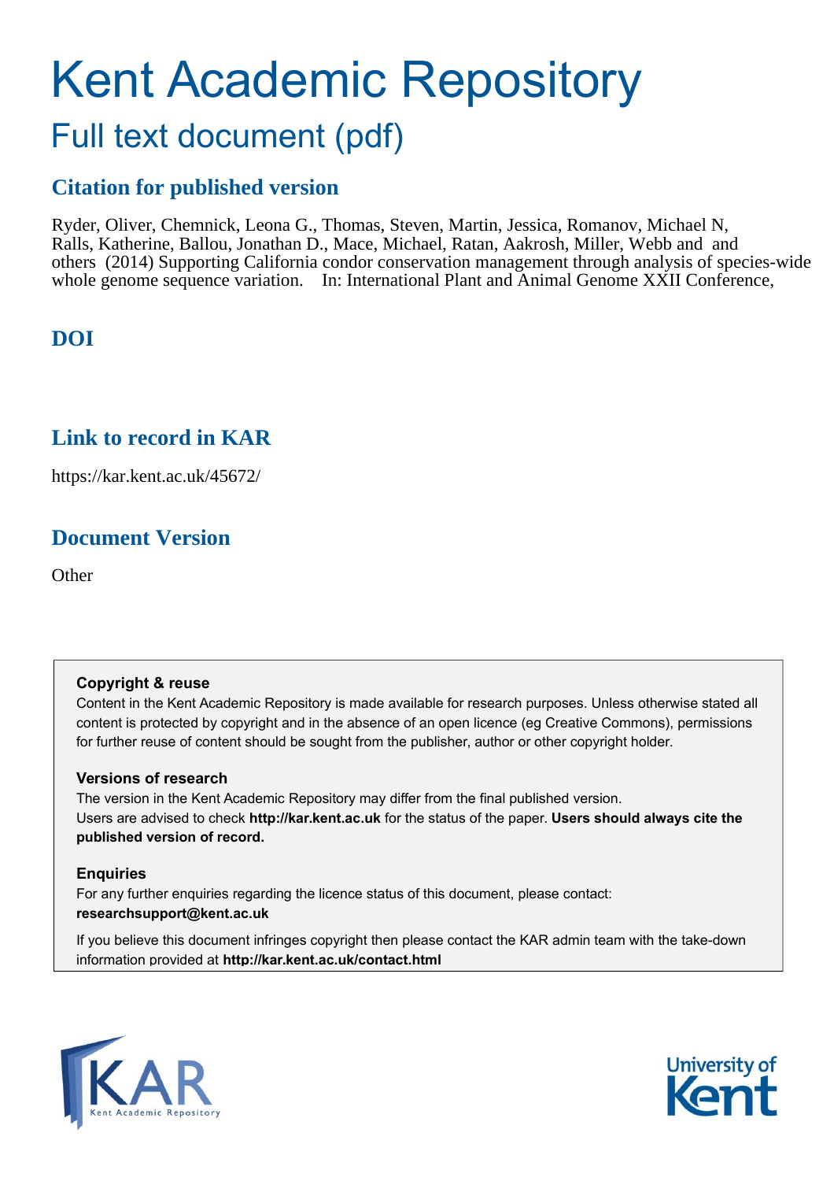# Kent Academic Repository

## Full text document (pdf)

## Citation for published version

Ryder, Oliver, Chemnick, Leona G., Thomas, Steven, Martin, Jessica, Romanov, Michael N, Ralls, Katherine, Ballou, Jonathan D., Mace, Michael, Ratan, Aakrosh, Miller, Webb and and others (2014) Supporting California condor conservation management through analysis of species-wide whole genome sequence variation. In: International Plant and Animal Genome XXII Conference,

## DOI

## Link to record in KAR

https://kar.kent.ac.uk/45672/

## Document Version

Other

**Copyright & reuse**

Content in the Kent Academic Repository is made available for research purposes. Unless otherwise stated all content is protected by copyright and in the absence of an open licence (eg Creative Commons), permissions for further reuse of content should be sought from the publisher, author or other copyright holder.

**Versions of research**

The version in the Kent Academic Repository may differ from the final published version. Users are advised to check **http://kar.kent.ac.uk** for the status of the paper. **Users should always cite the published version of record.**

**Enquiries**

For any further enquiries regarding the licence status of this document, please contact: **researchsupport@kent.ac.uk**

If you believe this document infringes copyright then please contact the KAR admin team with the take-down information provided at **http://kar.kent.ac.uk/contact.html**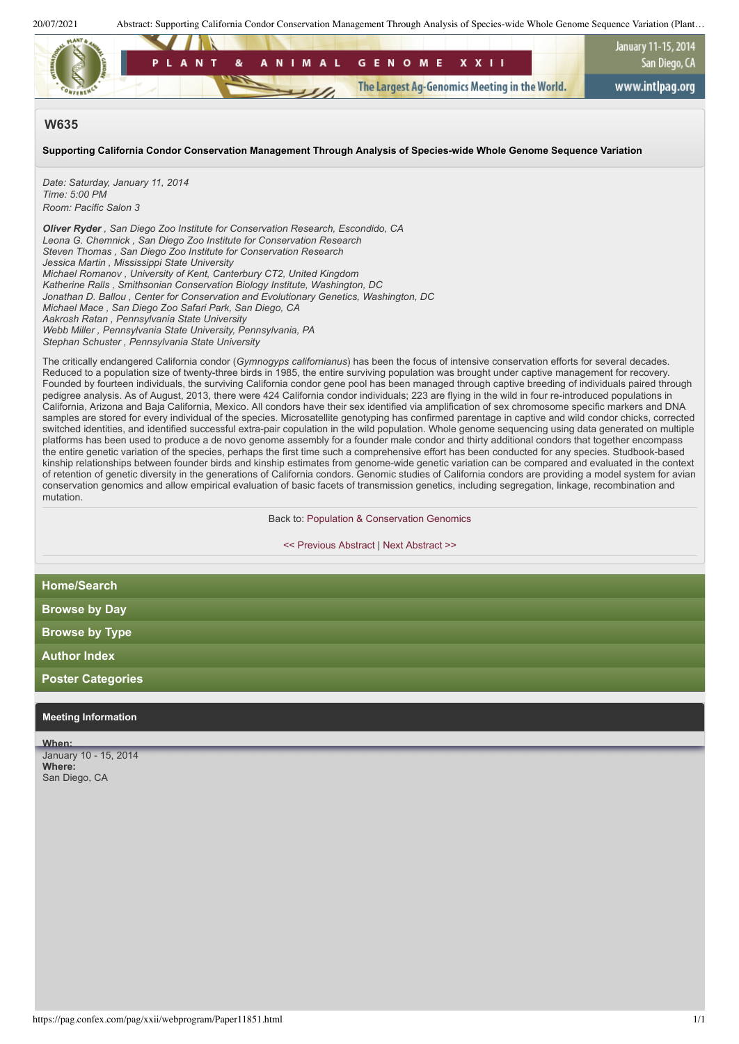## W635

**Supporting California Condor Conservation Management Through Analysis of Species-wide Whole Genome Sequence Variation**

*Date: Saturday, January 11, 2014*
*Time: 5:00 PM*
*Room: Pacific Salon 3*

***Oliver Ryder** , San Diego Zoo Institute for Conservation Research, Escondido, CA*
*Leona G. Chemnick , San Diego Zoo Institute for Conservation Research*
*Steven Thomas , San Diego Zoo Institute for Conservation Research*
*Jessica Martin , Mississippi State University*
*Michael Romanov , University of Kent, Canterbury CT2, United Kingdom*
*Katherine Ralls , Smithsonian Conservation Biology Institute, Washington, DC*
*Jonathan D. Ballou , Center for Conservation and Evolutionary Genetics, Washington, DC*
*Michael Mace , San Diego Zoo Safari Park, San Diego, CA*
*Aakrosh Ratan , Pennsylvania State University*
*Webb Miller , Pennsylvania State University, Pennsylvania, PA*
*Stephan Schuster , Pennsylvania State University*

The critically endangered California condor (*Gymnogyps californianus*) has been the focus of intensive conservation efforts for several decades. Reduced to a population size of twenty-three birds in 1985, the entire surviving population was brought under captive management for recovery. Founded by fourteen individuals, the surviving California condor gene pool has been managed through captive breeding of individuals paired through pedigree analysis. As of August, 2013, there were 424 California condor individuals; 223 are flying in the wild in four re-introduced populations in California, Arizona and Baja California, Mexico. All condors have their sex identified via amplification of sex chromosome specific markers and DNA samples are stored for every individual of the species. Microsatellite genotyping has confirmed parentage in captive and wild condor chicks, corrected switched identities, and identified successful extra-pair copulation in the wild population. Whole genome sequencing using data generated on multiple platforms has been used to produce a de novo genome assembly for a founder male condor and thirty additional condors that together encompass the entire genetic variation of the species, perhaps the first time such a comprehensive effort has been conducted for any species. Studbook-based kinship relationships between founder birds and kinship estimates from genome-wide genetic variation can be compared and evaluated in the context of retention of genetic diversity in the generations of California condors. Genomic studies of California condors are providing a model system for avian conservation genomics and allow empirical evaluation of basic facets of transmission genetics, including segregation, linkage, recombination and mutation.

Back to: Population & Conservation Genomics

<< Previous Abstract | Next Abstract >>

**Home/Search**
**Browse by Day**
**Browse by Type**
**Author Index**
**Poster Categories**

**Meeting Information**

**When:**
January 10 - 15, 2014
**Where:**
San Diego, CA